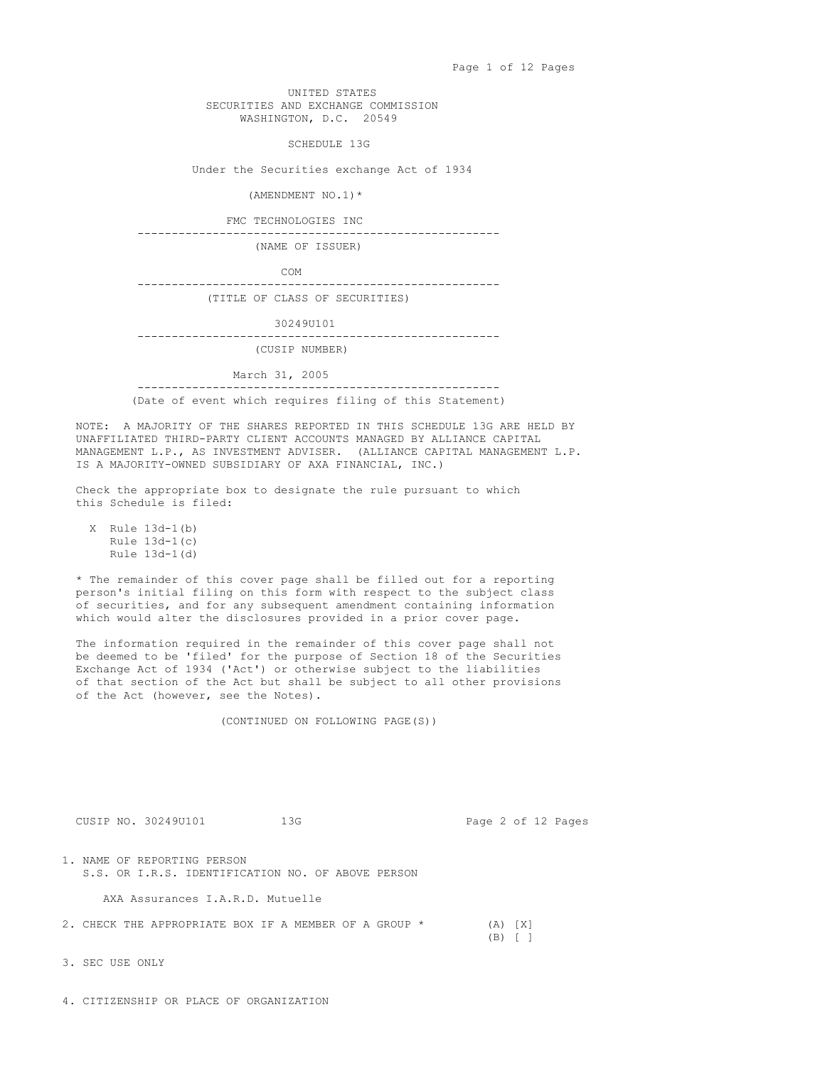UNITED STATES
SECURITIES AND EXCHANGE COMMISSION
WASHINGTON, D.C. 20549

# SCHEDULE 13G

Under the Securities exchange Act of 1934

(AMENDMENT NO.1)*

FMC TECHNOLOGIES INC

---

(NAME OF ISSUER)

COM

---

(TITLE OF CLASS OF SECURITIES)

30249U101

---

(CUSIP NUMBER)

March 31, 2005

---

(Date of event which requires filing of this Statement)

NOTE: A MAJORITY OF THE SHARES REPORTED IN THIS SCHEDULE 13G ARE HELD BY UNAFFILIATED THIRD-PARTY CLIENT ACCOUNTS MANAGED BY ALLIANCE CAPITAL MANAGEMENT L.P., AS INVESTMENT ADVISER. (ALLIANCE CAPITAL MANAGEMENT L.P. IS A MAJORITY-OWNED SUBSIDIARY OF AXA FINANCIAL, INC.)

Check the appropriate box to designate the rule pursuant to which this Schedule is filed:

X Rule 13d-1(b)
Rule 13d-1(c)
Rule 13d-1(d)

* The remainder of this cover page shall be filled out for a reporting person's initial filing on this form with respect to the subject class of securities, and for any subsequent amendment containing information which would alter the disclosures provided in a prior cover page.

The information required in the remainder of this cover page shall not be deemed to be 'filed' for the purpose of Section 18 of the Securities Exchange Act of 1934 ('Act') or otherwise subject to the liabilities of that section of the Act but shall be subject to all other provisions of the Act (however, see the Notes).

(CONTINUED ON FOLLOWING PAGE(S))

CUSIP NO. 30249U101 13G

1. NAME OF REPORTING PERSON
   S.S. OR I.R.S. IDENTIFICATION NO. OF ABOVE PERSON

   AXA Assurances I.A.R.D. Mutuelle

2. CHECK THE APPROPRIATE BOX IF A MEMBER OF A GROUP * (A) [X]
   (B) [ ]

3. SEC USE ONLY

4. CITIZENSHIP OR PLACE OF ORGANIZATION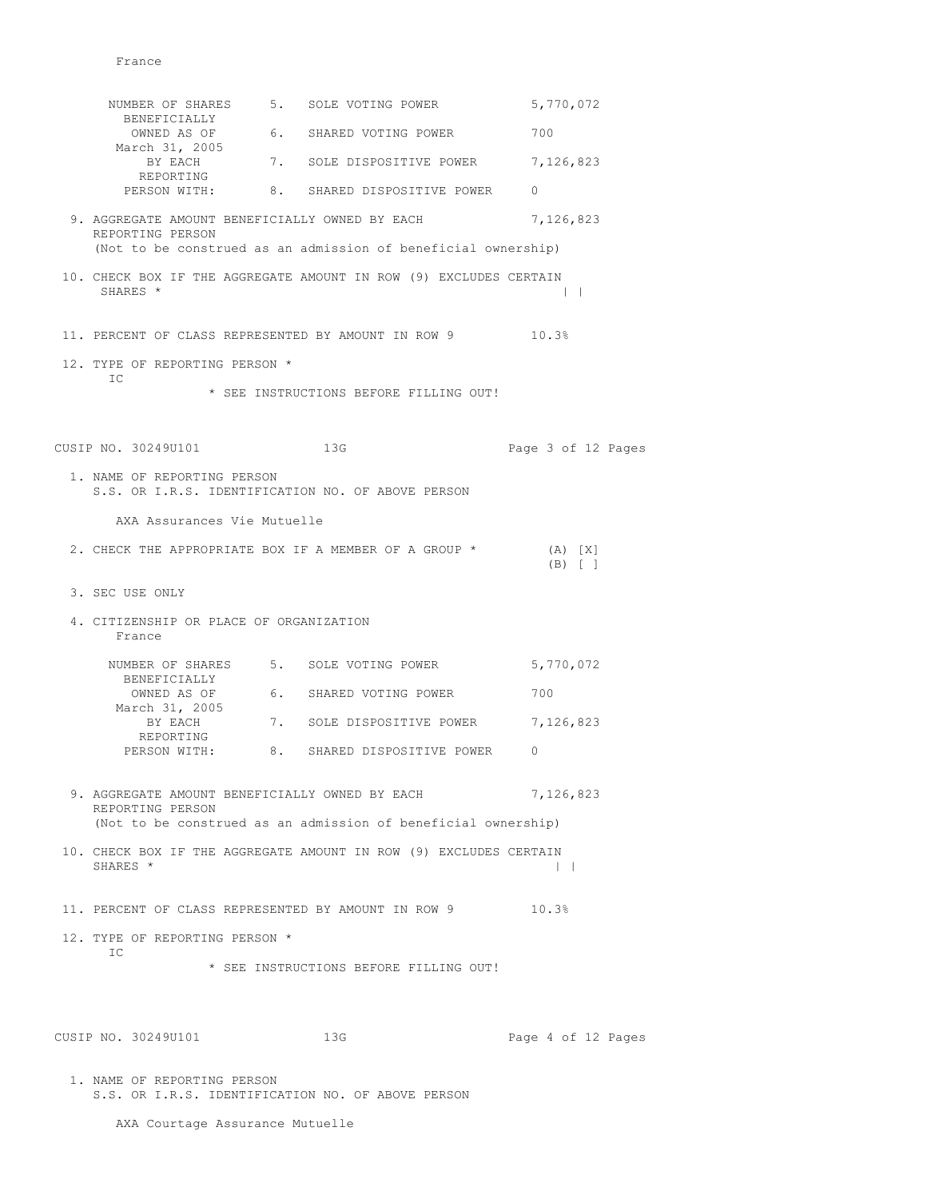France

| NUMBER OF SHARES BENEFICIALLY OWNED AS OF March 31, 2005 BY EACH REPORTING PERSON WITH: | | | |
|---|---|---|---|
| | 5. | SOLE VOTING POWER | 5,770,072 |
| | 6. | SHARED VOTING POWER | 700 |
| | 7. | SOLE DISPOSITIVE POWER | 7,126,823 |
| | 8. | SHARED DISPOSITIVE POWER | 0 |

9. AGGREGATE AMOUNT BENEFICIALLY OWNED BY EACH REPORTING PERSON 7,126,823
   (Not to be construed as an admission of beneficial ownership)

10. CHECK BOX IF THE AGGREGATE AMOUNT IN ROW (9) EXCLUDES CERTAIN SHARES * | |

11. PERCENT OF CLASS REPRESENTED BY AMOUNT IN ROW 9 10.3%

12. TYPE OF REPORTING PERSON *
    IC

* SEE INSTRUCTIONS BEFORE FILLING OUT!

CUSIP NO. 30249U101 13G

1. NAME OF REPORTING PERSON
   S.S. OR I.R.S. IDENTIFICATION NO. OF ABOVE PERSON

   AXA Assurances Vie Mutuelle

2. CHECK THE APPROPRIATE BOX IF A MEMBER OF A GROUP * (A) [X]
   (B) [ ]

3. SEC USE ONLY

4. CITIZENSHIP OR PLACE OF ORGANIZATION
   France

| NUMBER OF SHARES BENEFICIALLY OWNED AS OF March 31, 2005 BY EACH REPORTING PERSON WITH: | | | |
|---|---|---|---|
| | 5. | SOLE VOTING POWER | 5,770,072 |
| | 6. | SHARED VOTING POWER | 700 |
| | 7. | SOLE DISPOSITIVE POWER | 7,126,823 |
| | 8. | SHARED DISPOSITIVE POWER | 0 |

9. AGGREGATE AMOUNT BENEFICIALLY OWNED BY EACH REPORTING PERSON 7,126,823
   (Not to be construed as an admission of beneficial ownership)

10. CHECK BOX IF THE AGGREGATE AMOUNT IN ROW (9) EXCLUDES CERTAIN SHARES * | |

11. PERCENT OF CLASS REPRESENTED BY AMOUNT IN ROW 9 10.3%

12. TYPE OF REPORTING PERSON *
    IC

* SEE INSTRUCTIONS BEFORE FILLING OUT!

CUSIP NO. 30249U101 13G

1. NAME OF REPORTING PERSON
   S.S. OR I.R.S. IDENTIFICATION NO. OF ABOVE PERSON

   AXA Courtage Assurance Mutuelle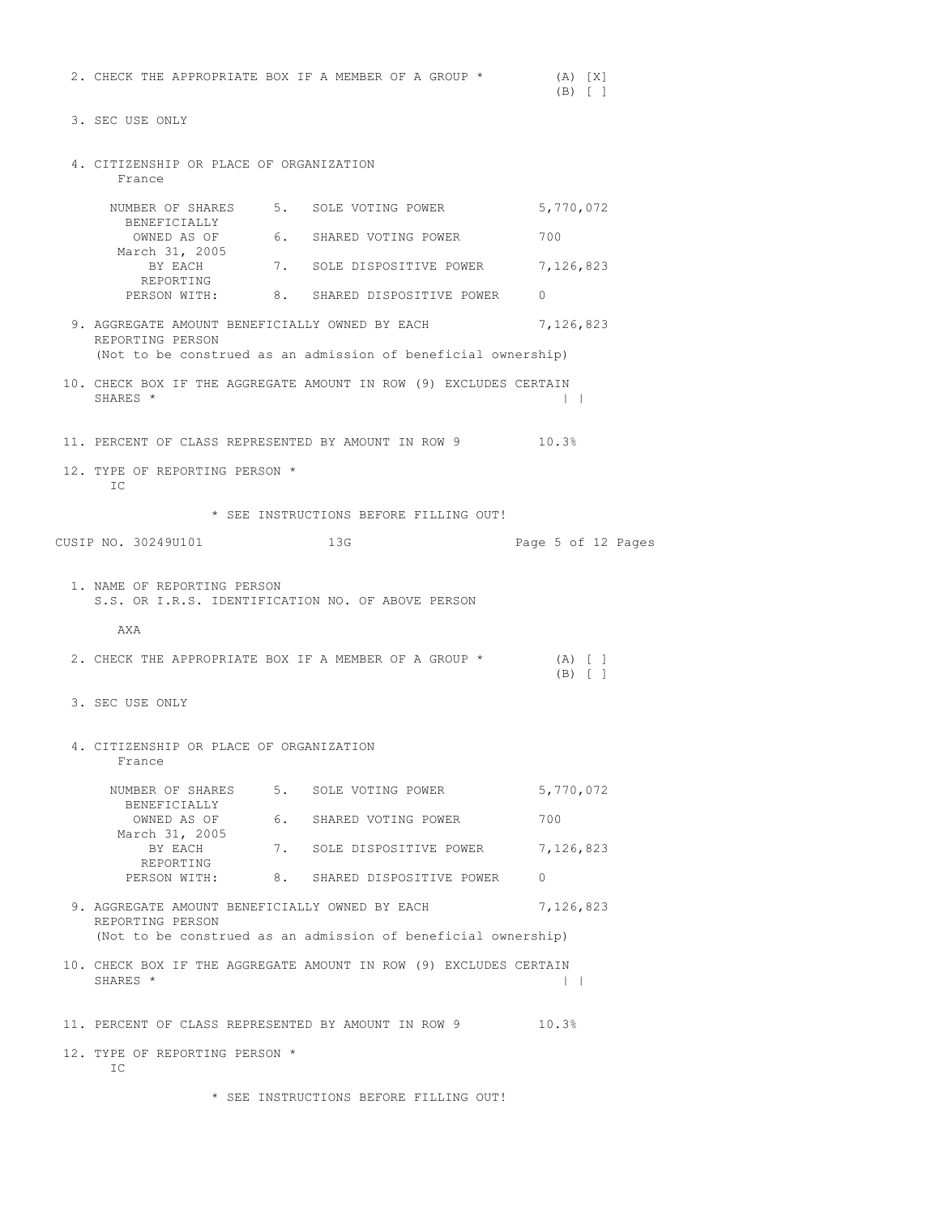2. CHECK THE APPROPRIATE BOX IF A MEMBER OF A GROUP * (A) [X] (B) [ ]

3. SEC USE ONLY

4. CITIZENSHIP OR PLACE OF ORGANIZATION
France

| NUMBER OF SHARES BENEFICIALLY OWNED AS OF March 31, 2005 BY EACH REPORTING PERSON WITH: | | | |
|---|---|---|---|
| | 5. | SOLE VOTING POWER | 5,770,072 |
| | 6. | SHARED VOTING POWER | 700 |
| | 7. | SOLE DISPOSITIVE POWER | 7,126,823 |
| | 8. | SHARED DISPOSITIVE POWER | 0 |

9. AGGREGATE AMOUNT BENEFICIALLY OWNED BY EACH REPORTING PERSON 7,126,823
(Not to be construed as an admission of beneficial ownership)

10. CHECK BOX IF THE AGGREGATE AMOUNT IN ROW (9) EXCLUDES CERTAIN SHARES * | |

11. PERCENT OF CLASS REPRESENTED BY AMOUNT IN ROW 9 10.3%

12. TYPE OF REPORTING PERSON *
IC

\* SEE INSTRUCTIONS BEFORE FILLING OUT!

CUSIP NO. 30249U101 13G

1. NAME OF REPORTING PERSON
S.S. OR I.R.S. IDENTIFICATION NO. OF ABOVE PERSON

AXA

2. CHECK THE APPROPRIATE BOX IF A MEMBER OF A GROUP * (A) [ ] (B) [ ]

3. SEC USE ONLY

4. CITIZENSHIP OR PLACE OF ORGANIZATION
France

| NUMBER OF SHARES BENEFICIALLY OWNED AS OF March 31, 2005 BY EACH REPORTING PERSON WITH: | | | |
|---|---|---|---|
| | 5. | SOLE VOTING POWER | 5,770,072 |
| | 6. | SHARED VOTING POWER | 700 |
| | 7. | SOLE DISPOSITIVE POWER | 7,126,823 |
| | 8. | SHARED DISPOSITIVE POWER | 0 |

9. AGGREGATE AMOUNT BENEFICIALLY OWNED BY EACH REPORTING PERSON 7,126,823
(Not to be construed as an admission of beneficial ownership)

10. CHECK BOX IF THE AGGREGATE AMOUNT IN ROW (9) EXCLUDES CERTAIN SHARES * | |

11. PERCENT OF CLASS REPRESENTED BY AMOUNT IN ROW 9 10.3%

12. TYPE OF REPORTING PERSON *
IC

\* SEE INSTRUCTIONS BEFORE FILLING OUT!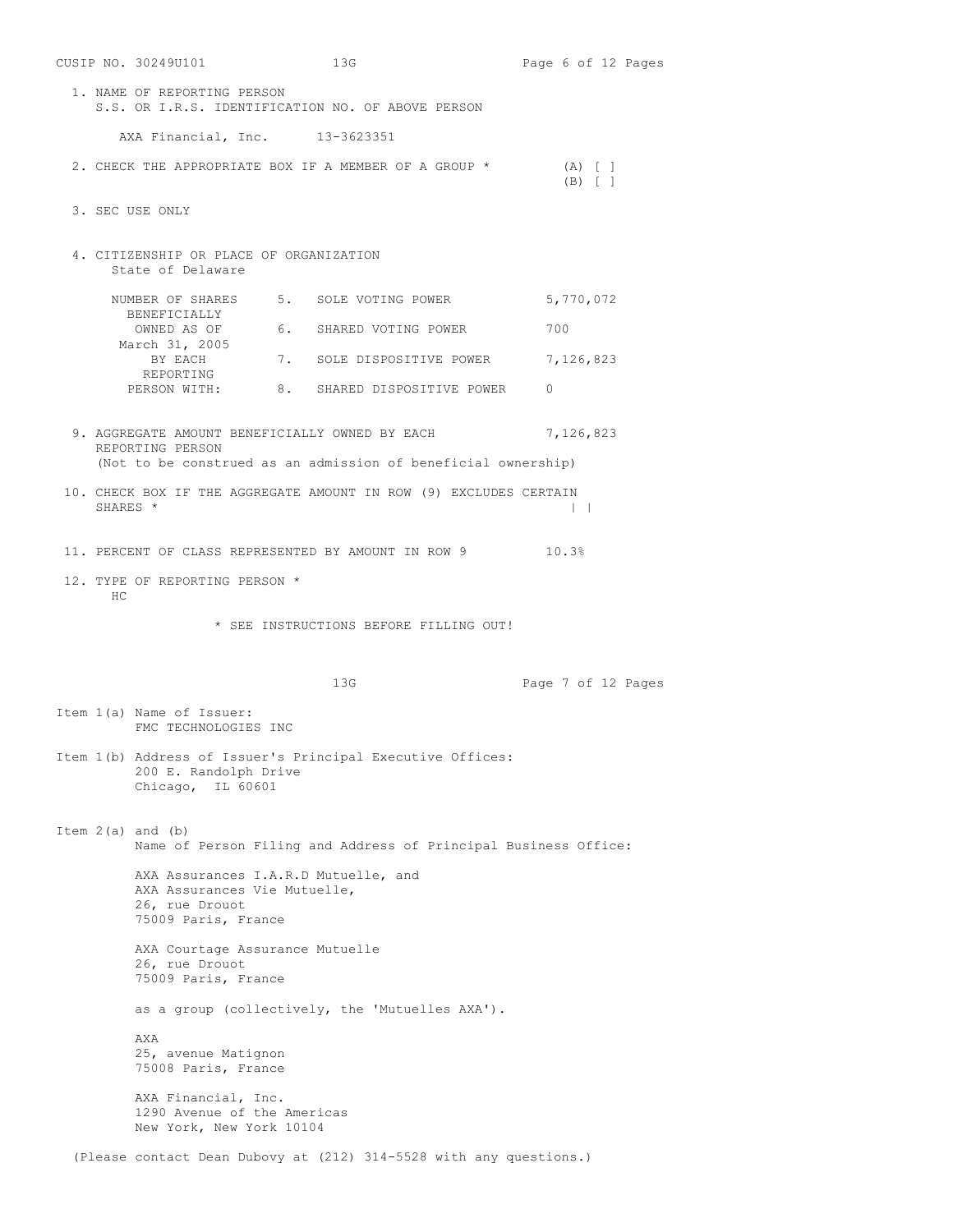CUSIP NO. 30249U101 13G

1. NAME OF REPORTING PERSON
   S.S. OR I.R.S. IDENTIFICATION NO. OF ABOVE PERSON

   AXA Financial, Inc. 13-3623351

2. CHECK THE APPROPRIATE BOX IF A MEMBER OF A GROUP * (A) [ ]
   (B) [ ]

3. SEC USE ONLY

4. CITIZENSHIP OR PLACE OF ORGANIZATION
   State of Delaware

| NUMBER OF SHARES BENEFICIALLY OWNED AS OF March 31, 2005 BY EACH REPORTING PERSON WITH: | | |
|---|---|---|
| 5. | SOLE VOTING POWER | 5,770,072 |
| 6. | SHARED VOTING POWER | 700 |
| 7. | SOLE DISPOSITIVE POWER | 7,126,823 |
| 8. | SHARED DISPOSITIVE POWER | 0 |

9. AGGREGATE AMOUNT BENEFICIALLY OWNED BY EACH REPORTING PERSON 7,126,823
   (Not to be construed as an admission of beneficial ownership)

10. CHECK BOX IF THE AGGREGATE AMOUNT IN ROW (9) EXCLUDES CERTAIN SHARES * | |

11. PERCENT OF CLASS REPRESENTED BY AMOUNT IN ROW 9 10.3%

12. TYPE OF REPORTING PERSON *
    HC

\* SEE INSTRUCTIONS BEFORE FILLING OUT!

13G

Item 1(a) Name of Issuer:
FMC TECHNOLOGIES INC

Item 1(b) Address of Issuer's Principal Executive Offices:
200 E. Randolph Drive
Chicago, IL 60601

Item 2(a) and (b)
Name of Person Filing and Address of Principal Business Office:

AXA Assurances I.A.R.D Mutuelle, and
AXA Assurances Vie Mutuelle,
26, rue Drouot
75009 Paris, France

AXA Courtage Assurance Mutuelle
26, rue Drouot
75009 Paris, France

as a group (collectively, the 'Mutuelles AXA').

AXA
25, avenue Matignon
75008 Paris, France

AXA Financial, Inc.
1290 Avenue of the Americas
New York, New York 10104

(Please contact Dean Dubovy at (212) 314-5528 with any questions.)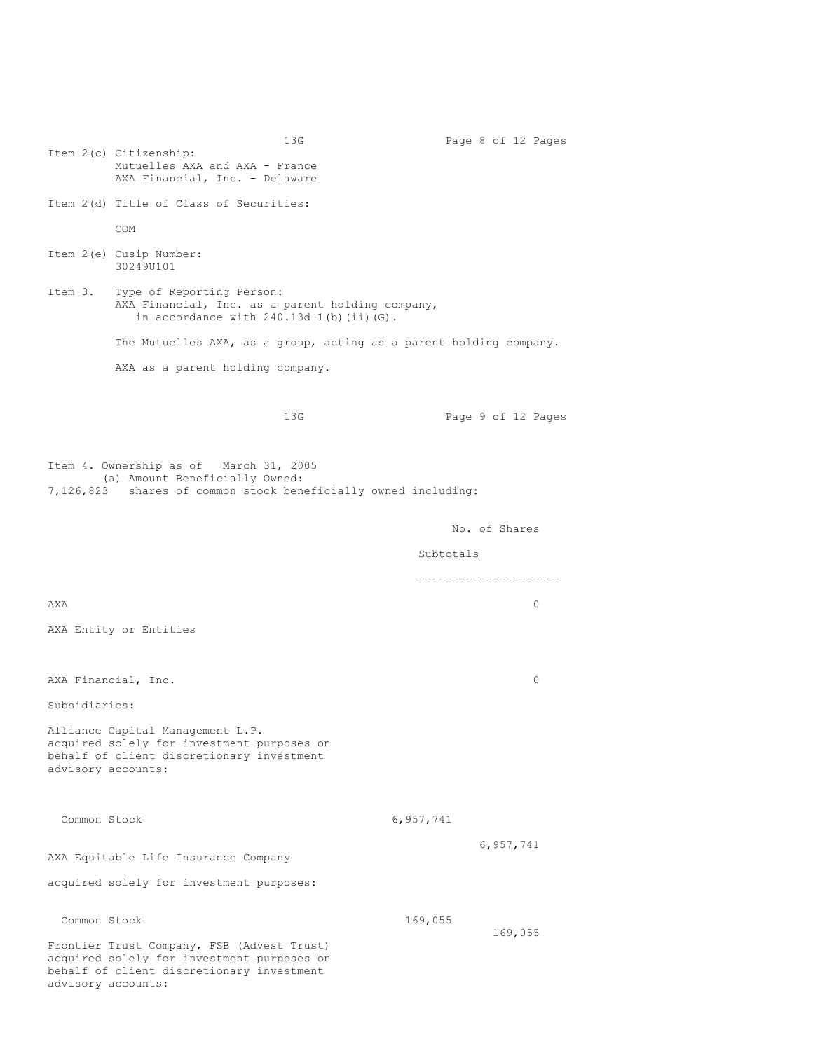Item 2(c) Citizenship:
Mutuelles AXA and AXA - France
AXA Financial, Inc. - Delaware

Item 2(d) Title of Class of Securities:

COM

Item 2(e) Cusip Number:
30249U101

Item 3. Type of Reporting Person:
AXA Financial, Inc. as a parent holding company, in accordance with 240.13d-1(b)(ii)(G).

The Mutuelles AXA, as a group, acting as a parent holding company.

AXA as a parent holding company.

Item 4. Ownership as of March 31, 2005
(a) Amount Beneficially Owned:
7,126,823 shares of common stock beneficially owned including:

| | | No. of Shares Subtotals |
|---|---|---|
| AXA | | 0 |
| AXA Entity or Entities | | |
| AXA Financial, Inc. | | 0 |
| Subsidiaries: | | |
| Alliance Capital Management L.P. acquired solely for investment purposes on behalf of client discretionary investment advisory accounts: | | |
| Common Stock | 6,957,741 | |
| | | 6,957,741 |
| AXA Equitable Life Insurance Company acquired solely for investment purposes: | | |
| Common Stock | 169,055 | |
| | | 169,055 |
| Frontier Trust Company, FSB (Advest Trust) acquired solely for investment purposes on behalf of client discretionary investment advisory accounts: | | |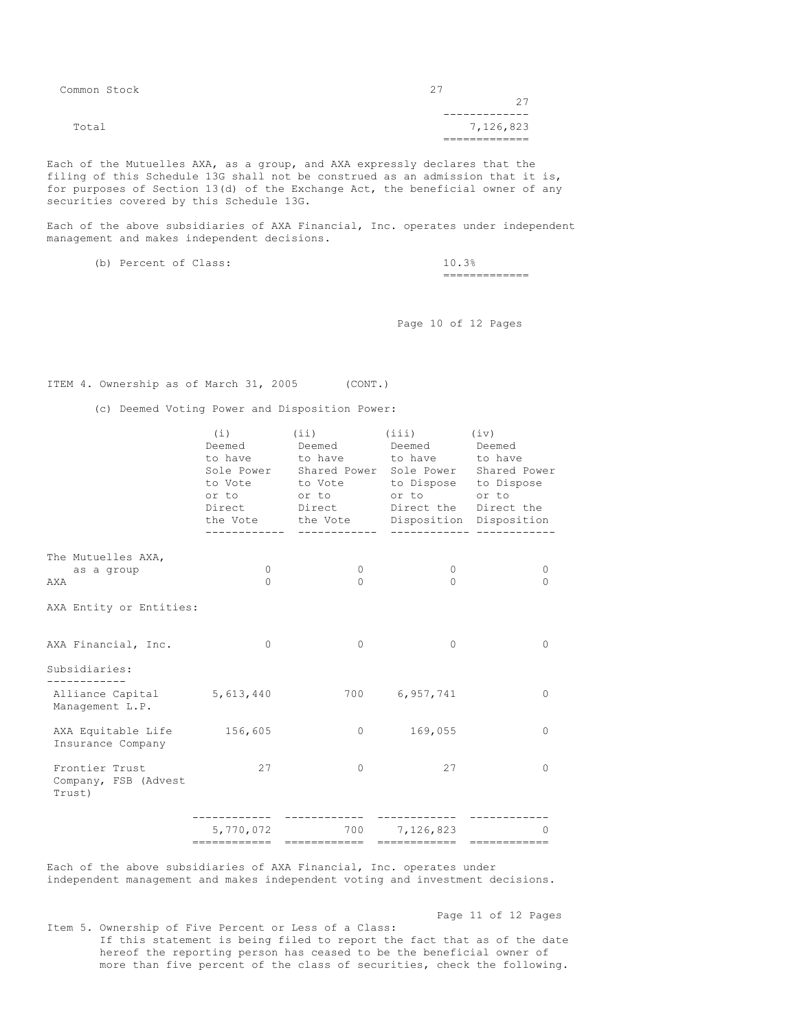| | |
|---|---|
| Common Stock | 27 |
| | 27 |
| Total | 7,126,823 |

Each of the Mutuelles AXA, as a group, and AXA expressly declares that the filing of this Schedule 13G shall not be construed as an admission that it is, for purposes of Section 13(d) of the Exchange Act, the beneficial owner of any securities covered by this Schedule 13G.

Each of the above subsidiaries of AXA Financial, Inc. operates under independent management and makes independent decisions.

(b) Percent of Class: 10.3%

ITEM 4. Ownership as of March 31, 2005 (CONT.)

(c) Deemed Voting Power and Disposition Power:

| | (i) Deemed to have Sole Power to Vote or to Direct the Vote | (ii) Deemed to have Shared Power to Vote or to Direct the Vote | (iii) Deemed to have Sole Power to Dispose or to Direct the Disposition | (iv) Deemed to have Shared Power to Dispose or to Direct the Disposition |
|---|---|---|---|---|
| The Mutuelles AXA, as a group | 0 | 0 | 0 | 0 |
| AXA | 0 | 0 | 0 | 0 |
| AXA Entity or Entities: | | | | |
| AXA Financial, Inc. | 0 | 0 | 0 | 0 |
| Subsidiaries: | | | | |
| Alliance Capital Management L.P. | 5,613,440 | 700 | 6,957,741 | 0 |
| AXA Equitable Life Insurance Company | 156,605 | 0 | 169,055 | 0 |
| Frontier Trust Company, FSB (Advest Trust) | 27 | 0 | 27 | 0 |
| | 5,770,072 | 700 | 7,126,823 | 0 |

Each of the above subsidiaries of AXA Financial, Inc. operates under independent management and makes independent voting and investment decisions.

Item 5. Ownership of Five Percent or Less of a Class:

If this statement is being filed to report the fact that as of the date hereof the reporting person has ceased to be the beneficial owner of more than five percent of the class of securities, check the following.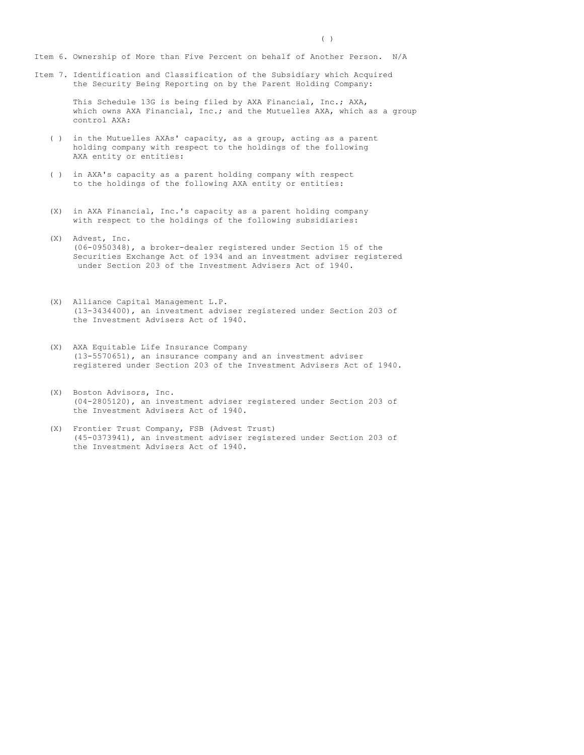( )

Item 6. Ownership of More than Five Percent on behalf of Another Person. N/A

Item 7. Identification and Classification of the Subsidiary which Acquired the Security Being Reporting on by the Parent Holding Company:

This Schedule 13G is being filed by AXA Financial, Inc.; AXA, which owns AXA Financial, Inc.; and the Mutuelles AXA, which as a group control AXA:

( ) in the Mutuelles AXAs' capacity, as a group, acting as a parent holding company with respect to the holdings of the following AXA entity or entities:

( ) in AXA's capacity as a parent holding company with respect to the holdings of the following AXA entity or entities:

(X) in AXA Financial, Inc.'s capacity as a parent holding company with respect to the holdings of the following subsidiaries:

(X) Advest, Inc.
(06-0950348), a broker-dealer registered under Section 15 of the Securities Exchange Act of 1934 and an investment adviser registered under Section 203 of the Investment Advisers Act of 1940.

(X) Alliance Capital Management L.P.
(13-3434400), an investment adviser registered under Section 203 of the Investment Advisers Act of 1940.

(X) AXA Equitable Life Insurance Company
(13-5570651), an insurance company and an investment adviser registered under Section 203 of the Investment Advisers Act of 1940.

(X) Boston Advisors, Inc.
(04-2805120), an investment adviser registered under Section 203 of the Investment Advisers Act of 1940.

(X) Frontier Trust Company, FSB (Advest Trust)
(45-0373941), an investment adviser registered under Section 203 of the Investment Advisers Act of 1940.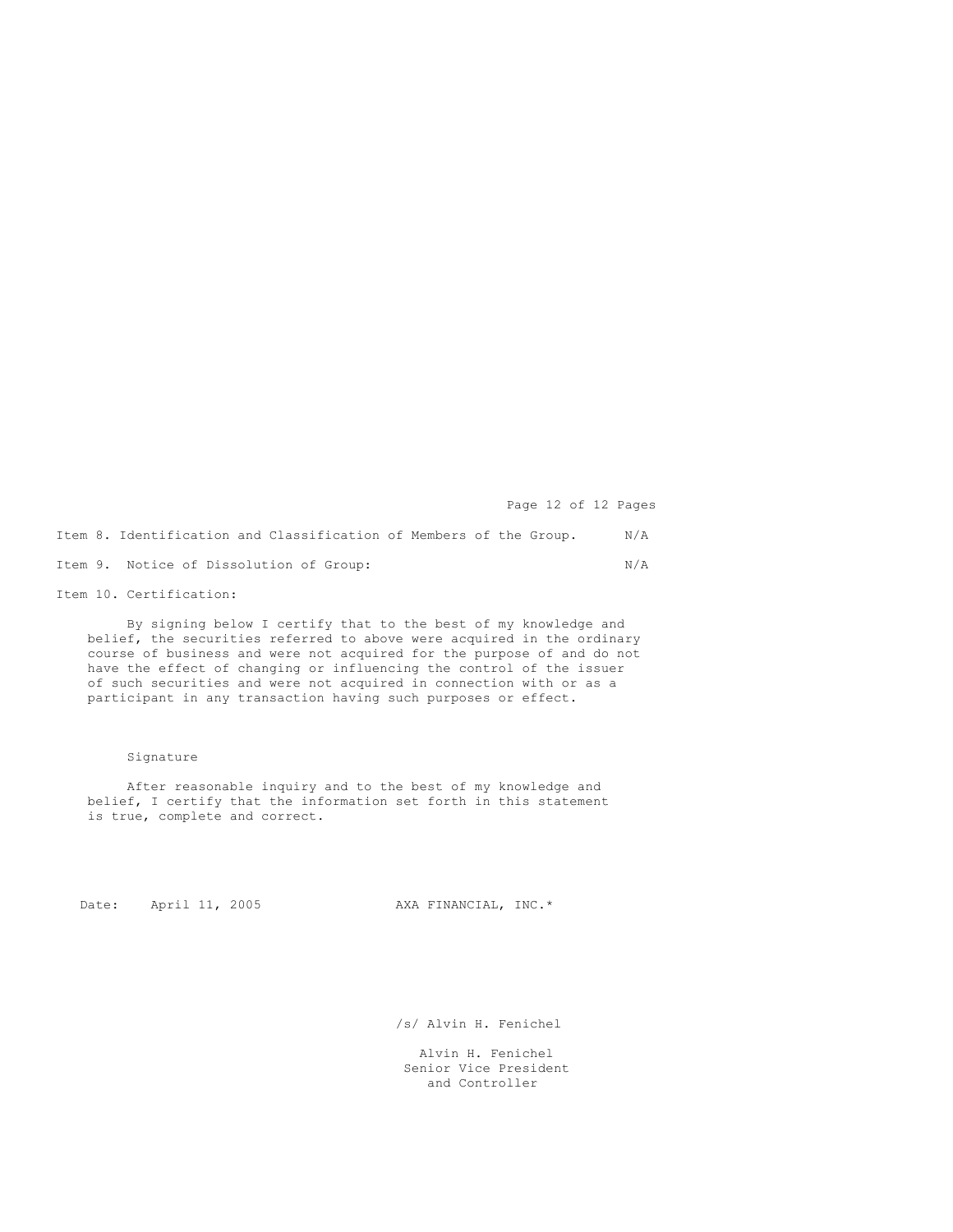Item 8. Identification and Classification of Members of the Group. N/A

Item 9. Notice of Dissolution of Group: N/A

Item 10. Certification:

By signing below I certify that to the best of my knowledge and belief, the securities referred to above were acquired in the ordinary course of business and were not acquired for the purpose of and do not have the effect of changing or influencing the control of the issuer of such securities and were not acquired in connection with or as a participant in any transaction having such purposes or effect.

Signature

After reasonable inquiry and to the best of my knowledge and belief, I certify that the information set forth in this statement is true, complete and correct.

Date: April 11, 2005 AXA FINANCIAL, INC.*

/s/ Alvin H. Fenichel

Alvin H. Fenichel
Senior Vice President
and Controller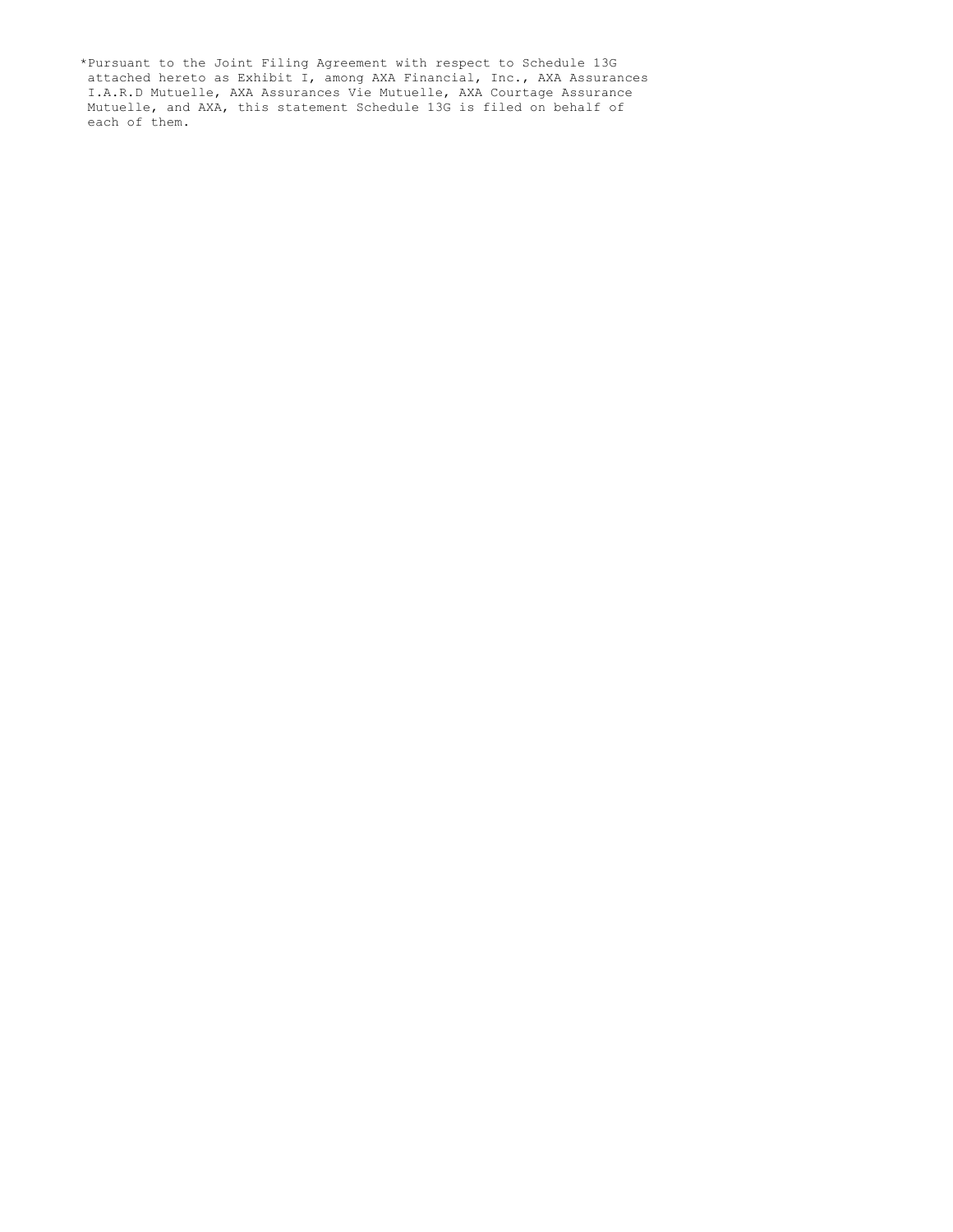*Pursuant to the Joint Filing Agreement with respect to Schedule 13G attached hereto as Exhibit I, among AXA Financial, Inc., AXA Assurances I.A.R.D Mutuelle, AXA Assurances Vie Mutuelle, AXA Courtage Assurance Mutuelle, and AXA, this statement Schedule 13G is filed on behalf of each of them.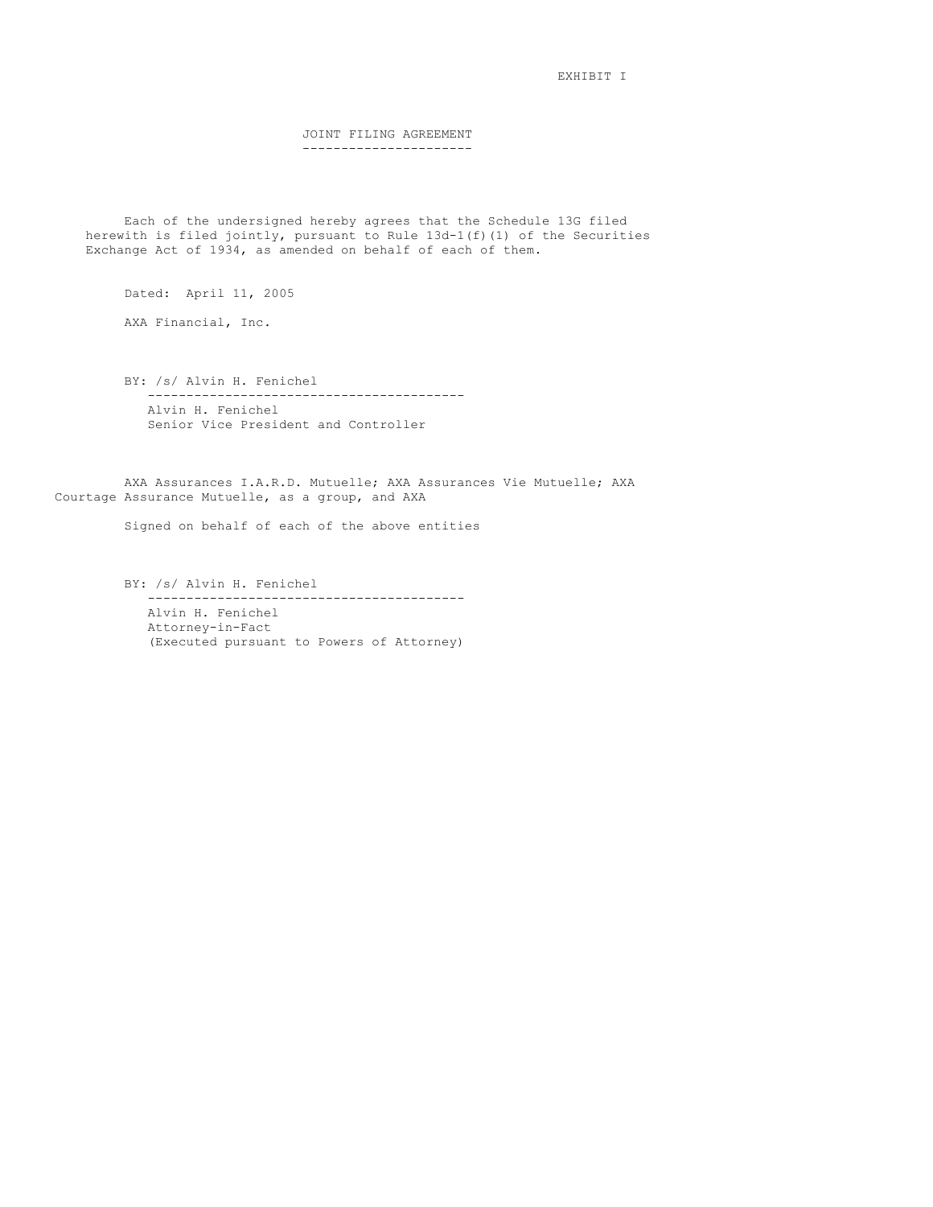EXHIBIT I

## JOINT FILING AGREEMENT

Each of the undersigned hereby agrees that the Schedule 13G filed herewith is filed jointly, pursuant to Rule 13d-1(f)(1) of the Securities Exchange Act of 1934, as amended on behalf of each of them.

Dated: April 11, 2005

AXA Financial, Inc.

BY: /s/ Alvin H. Fenichel

Alvin H. Fenichel
Senior Vice President and Controller

AXA Assurances I.A.R.D. Mutuelle; AXA Assurances Vie Mutuelle; AXA Courtage Assurance Mutuelle, as a group, and AXA

Signed on behalf of each of the above entities

BY: /s/ Alvin H. Fenichel

Alvin H. Fenichel
Attorney-in-Fact
(Executed pursuant to Powers of Attorney)